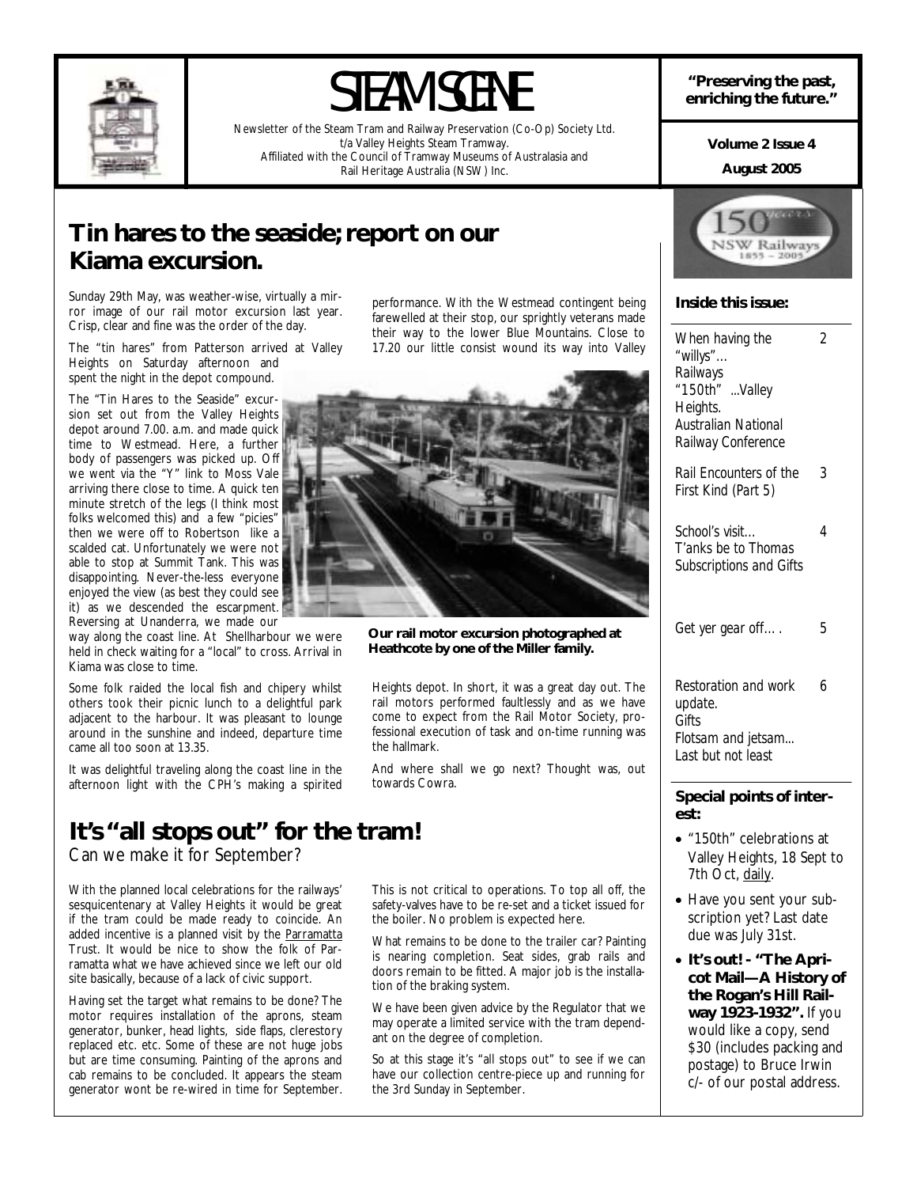# STEAM SCENE

Newsletter of the Steam Tram and Railway Preservation (Co-Op) Society Ltd. t/a Valley Heights Steam Tramway. Affiliated with the Council of Tramway Museums of Australasia and Rail Heritage Australia (NSW) Inc.

***"Preserving the past, enriching the future."***

**Volume 2 Issue 4**

**August 2005**

## Tin hares to the seaside; report on our Kiama excursion.

Sunday 29th May, was weather-wise, virtually a mirror image of our rail motor excursion last year. Crisp, clear and fine was the order of the day.

The "tin hares" from Patterson arrived at Valley Heights on Saturday afternoon and spent the night in the depot compound.

The "Tin Hares to the Seaside" excursion set out from the Valley Heights depot around 7.00. a.m. and made quick time to Westmead. Here, a further body of passengers was picked up. Off we went via the "Y" link to Moss Vale arriving there close to time. A quick ten minute stretch of the legs (I think most folks welcomed this) and a few "picies" then we were off to Robertson like a scalded cat. Unfortunately we were not able to stop at Summit Tank. This was disappointing. Never-the-less everyone enjoyed the view (as best they could see it) as we descended the escarpment. Reversing at Unanderra, we made our way along the coast line. At Shellharbour we were held in check waiting for a "local" to cross. Arrival in Kiama was close to time.

Some folk raided the local fish and chipery whilst others took their picnic lunch to a delightful park adjacent to the harbour. It was pleasant to lounge around in the sunshine and indeed, departure time came all too soon at 13.35.

It was delightful traveling along the coast line in the afternoon light with the CPH's making a spirited performance. With the Westmead contingent being farewelled at their stop, our sprightly veterans made their way to the lower Blue Mountains. Close to 17.20 our little consist wound its way into Valley Heights depot. In short, it was a great day out. The rail motors performed faultlessly and as we have come to expect from the Rail Motor Society, professional execution of task and on-time running was the hallmark.

**Our rail motor excursion photographed at Heathcote by one of the Miller family.**

And where shall we go next? Thought was, out towards Cowra.

## It's "all stops out" for the tram!

Can we make it for September?

With the planned local celebrations for the railways' sesquicentenary at Valley Heights it would be great if the tram could be made ready to coincide. An added incentive is a planned visit by the Parramatta Trust. It would be nice to show the folk of Parramatta what we have achieved since we left our old site basically, because of a lack of civic support.

Having set the target what remains to be done? The motor requires installation of the aprons, steam generator, bunker, head lights, side flaps, clerestory replaced etc. etc. Some of these are not huge jobs but are time consuming. Painting of the aprons and cab remains to be concluded. It appears the steam generator wont be re-wired in time for September. This is not critical to operations. To top all off, the safety-valves have to be re-set and a ticket issued for the boiler. No problem is expected here.

What remains to be done to the trailer car? Painting is nearing completion. Seat sides, grab rails and doors remain to be fitted. A major job is the installation of the braking system.

We have been given advice by the Regulator that we may operate a limited service with the tram dependant on the degree of completion.

So at this stage it's "all stops out" to see if we can have our collection centre-piece up and running for the 3rd Sunday in September.

### Inside this issue:

| | |
|---|---|
| *When having the "willys"... Railways "150th" ...Valley Heights. Australian National Railway Conference* | 2 |
| *Rail Encounters of the First Kind (Part 5)* | 3 |
| *School's visit... T'anks be to Thomas Subscriptions and Gifts* | 4 |
| *Get yer gear off….* | 5 |
| *Restoration and work update. Gifts Flotsam and jetsam... Last but not least* | 6 |

### Special points of interest:

- "150th" celebrations at Valley Heights, 18 Sept to 7th Oct, daily.
- Have you sent your subscription yet? Last date due was July 31st.
- **It's out! - "The Apricot Mail—A History of the Rogan's Hill Railway 1923-1932".** If you would like a copy, send $30 (includes packing and postage) to Bruce Irwin c/- of our postal address.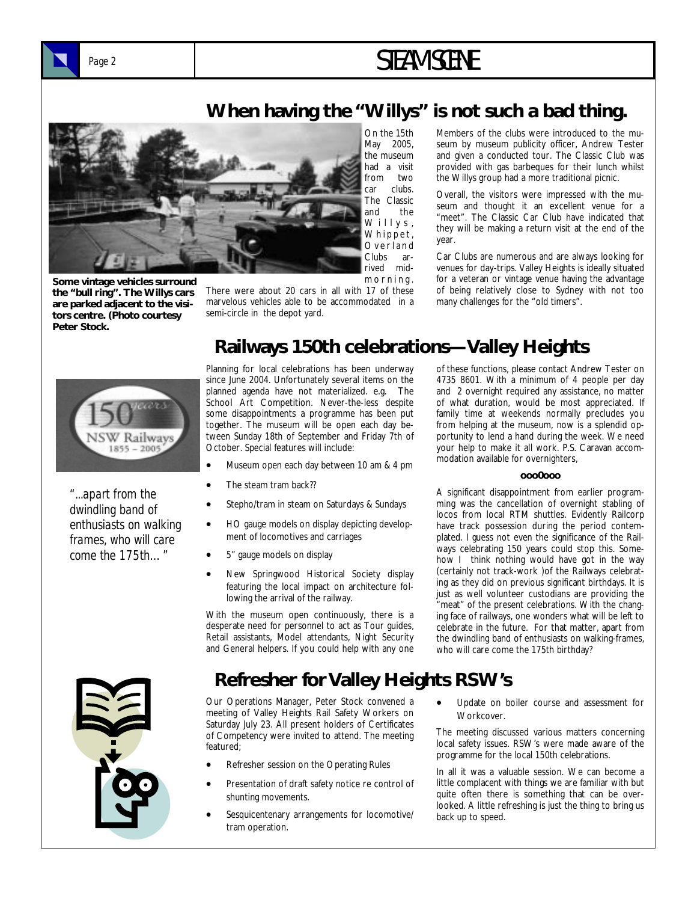## When having the "Willys" is not such a bad thing.

**Some vintage vehicles surround the "bull ring". The Willys cars are parked adjacent to the visitors centre. (Photo courtesy Peter Stock.**

On the 15th May 2005, the museum had a visit from two car clubs. The Classic and the Willys, Whippet, Overland Clubs arrived mid-morning. There were about 20 cars in all with 17 of these marvelous vehicles able to be accommodated in a semi-circle in the depot yard.

Members of the clubs were introduced to the museum by museum publicity officer, Andrew Tester and given a conducted tour. The Classic Club was provided with gas barbeques for their lunch whilst the Willys group had a more traditional picnic.

Overall, the visitors were impressed with the museum and thought it an excellent venue for a "meet". The Classic Car Club have indicated that they will be making a return visit at the end of the year.

Car Clubs are numerous and are always looking for venues for day-trips. Valley Heights is ideally situated for a veteran or vintage venue having the advantage of being relatively close to Sydney with not too many challenges for the "old timers".

## Railways 150th celebrations—Valley Heights

*"...apart from the dwindling band of enthusiasts on walking frames, who will care come the 175th… "*

Planning for local celebrations has been underway since June 2004. Unfortunately several items on the planned agenda have not materialized. e.g. The School Art Competition. Never-the-less despite some disappointments a programme has been put together. The museum will be open each day between Sunday 18th of September and Friday 7th of October. Special features will include:

- Museum open each day between 10 am & 4 pm
- The steam tram back??
- Stepho/tram in steam on Saturdays & Sundays
- HO gauge models on display depicting development of locomotives and carriages
- 5" gauge models on display
- New Springwood Historical Society display featuring the local impact on architecture following the arrival of the railway.

With the museum open continuously, there is a desperate need for personnel to act as Tour guides, Retail assistants, Model attendants, Night Security and General helpers. If you could help with any one of these functions, please contact Andrew Tester on 4735 8601. With a minimum of 4 people per day and 2 overnight required any assistance, no matter of what duration, would be most appreciated. If family time at weekends normally precludes you from helping at the museum, now is a splendid opportunity to lend a hand during the week. We need your help to make it all work. P.S. Caravan accommodation available for overnighters,

**ooo0ooo**

A significant disappointment from earlier programming was the cancellation of overnight stabling of locos from local RTM shuttles. Evidently Railcorp have track possession during the period contemplated. I guess not even the significance of the Railways celebrating 150 years could stop this. Somehow I think nothing would have got in the way (certainly not track-work )of the Railways celebrating as they did on previous significant birthdays. It is just as well volunteer custodians are providing the "meat" of the present celebrations. With the changing face of railways, one wonders what will be left to celebrate in the future. For that matter, apart from the dwindling band of enthusiasts on walking-frames, who will care come the 175th birthday?

## Refresher for Valley Heights RSW's

Our Operations Manager, Peter Stock convened a meeting of Valley Heights Rail Safety Workers on Saturday July 23. All present holders of Certificates of Competency were invited to attend. The meeting featured;

- Refresher session on the Operating Rules
- Presentation of draft safety notice re control of shunting movements.
- Sesquicentenary arrangements for locomotive/ tram operation.
- Update on boiler course and assessment for Workcover.

The meeting discussed various matters concerning local safety issues. RSW's were made aware of the programme for the local 150th celebrations.

In all it was a valuable session. We can become a little complacent with things we are familiar with but quite often there is something that can be overlooked. A little refreshing is just the thing to bring us back up to speed.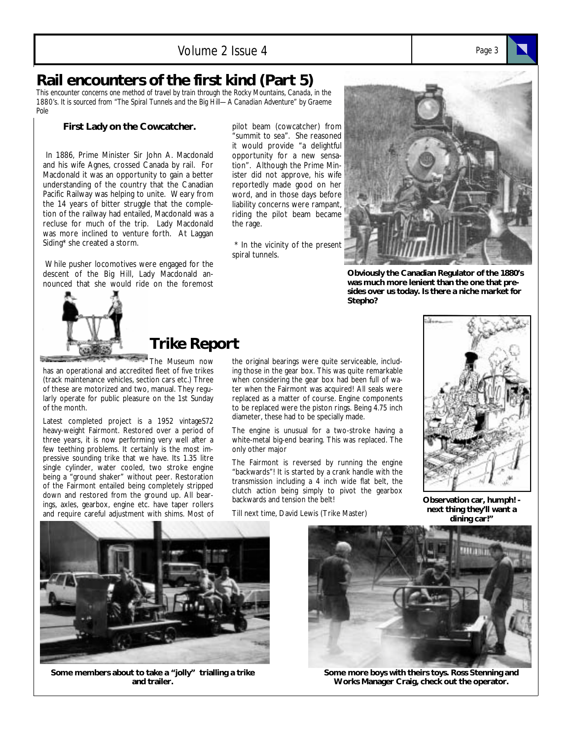# Rail encounters of the first kind (Part 5)

*This encounter concerns one method of travel by train through the Rocky Mountains, Canada, in the 1880's. It is sourced from "The Spiral Tunnels and the Big Hill—A Canadian Adventure" by Graeme Pole*

### First Lady on the Cowcatcher.

In 1886, Prime Minister Sir John A. Macdonald and his wife Agnes, crossed Canada by rail. For Macdonald it was an opportunity to gain a better understanding of the country that the Canadian Pacific Railway was helping to unite. Weary from the 14 years of bitter struggle that the completion of the railway had entailed, Macdonald was a recluse for much of the trip. Lady Macdonald was more inclined to venture forth. At Laggan Siding* she created a storm.

While pusher locomotives were engaged for the descent of the Big Hill, Lady Macdonald announced that she would ride on the foremost pilot beam (cowcatcher) from "summit to sea". She reasoned it would provide "a delightful opportunity for a new sensation". Although the Prime Minister did not approve, his wife reportedly made good on her word, and in those days before liability concerns were rampant, riding the pilot beam became the rage.

\* In the vicinity of the present spiral tunnels.

**Obviously the Canadian Regulator of the 1880's was much more lenient than the one that presides over us today. Is there a niche market for Stepho?**

## Trike Report

The Museum now has an operational and accredited fleet of five trikes (track maintenance vehicles, section cars etc.) Three of these are motorized and two, manual. They regularly operate for public pleasure on the 1st Sunday of the month.

Latest completed project is a 1952 vintageS72 heavy-weight Fairmont. Restored over a period of three years, it is now performing very well after a few teething problems. It certainly is the most impressive sounding trike that we have. Its 1.35 litre single cylinder, water cooled, two stroke engine being a "ground shaker" without peer. Restoration of the Fairmont entailed being completely stripped down and restored from the ground up. All bearings, axles, gearbox, engine etc. have taper rollers and require careful adjustment with shims. Most of the original bearings were quite serviceable, including those in the gear box. This was quite remarkable when considering the gear box had been full of water when the Fairmont was acquired! All seals were replaced as a matter of course. Engine components to be replaced were the piston rings. Being 4.75 inch diameter, these had to be specially made.

The engine is unusual for a two-stroke having a white-metal big-end bearing. This was replaced. The only other major

The Fairmont is reversed by running the engine "backwards"! It is started by a crank handle with the transmission including a 4 inch wide flat belt, the clutch action being simply to pivot the gearbox backwards and tension the belt!

Till next time, David Lewis (Trike Master)

**Observation car, humph! - next thing they'll want a dining car!"**

**Some members about to take a "jolly" trialling a trike and trailer.**

**Some more boys with theirs toys. Ross Stenning and Works Manager Craig, check out the operator.**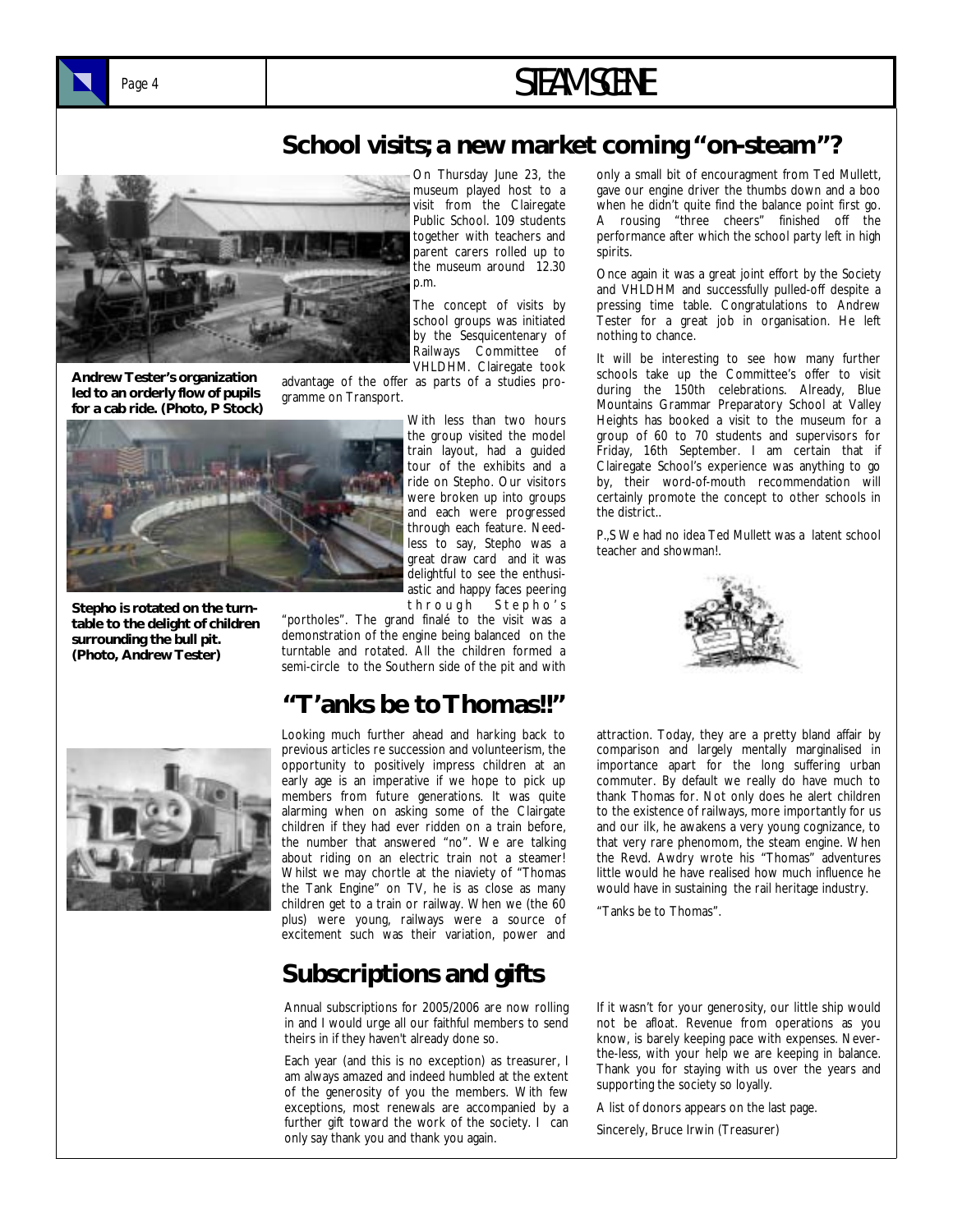## School visits; a new market coming "on-steam"?

Andrew Tester's organization led to an orderly flow of pupils for a cab ride. (Photo, P Stock)

Stepho is rotated on the turntable to the delight of children surrounding the bull pit. (Photo, Andrew Tester)

On Thursday June 23, the museum played host to a visit from the Clairegate Public School. 109 students together with teachers and parent carers rolled up to the museum around 12.30 p.m.

The concept of visits by school groups was initiated by the Sesquicentenary of Railways Committee of VHLDHM. Clairegate took advantage of the offer as parts of a studies programme on Transport.

With less than two hours the group visited the model train layout, had a guided tour of the exhibits and a ride on Stepho. Our visitors were broken up into groups and each were progressed through each feature. Needless to say, Stepho was a great draw card and it was delightful to see the enthusiastic and happy faces peering through Stepho's "portholes". The grand finalé to the visit was a demonstration of the engine being balanced on the turntable and rotated. All the children formed a semi-circle to the Southern side of the pit and with only a small bit of encouragment from Ted Mullett, gave our engine driver the thumbs down and a boo when he didn't quite find the balance point first go. A rousing "three cheers" finished off the performance after which the school party left in high spirits.

Once again it was a great joint effort by the Society and VHLDHM and successfully pulled-off despite a pressing time table. Congratulations to Andrew Tester for a great job in organisation. He left nothing to chance.

It will be interesting to see how many further schools take up the Committee's offer to visit during the 150th celebrations. Already, Blue Mountains Grammar Preparatory School at Valley Heights has booked a visit to the museum for a group of 60 to 70 students and supervisors for Friday, 16th September. I am certain that if Clairegate School's experience was anything to go by, their word-of-mouth recommendation will certainly promote the concept to other schools in the district..

P.,S We had no idea Ted Mullett was a latent school teacher and showman!.

## "T'anks be to Thomas!!"

Looking much further ahead and harking back to previous articles re succession and volunteerism, the opportunity to positively impress children at an early age is an imperative if we hope to pick up members from future generations. It was quite alarming when on asking some of the Clairgate children if they had ever ridden on a train before, the number that answered "no". We are talking about riding on an electric train not a steamer! Whilst we may chortle at the niaviety of "Thomas the Tank Engine" on TV, he is as close as many children get to a train or railway. When we (the 60 plus) were young, railways were a source of excitement such was their variation, power and attraction. Today, they are a pretty bland affair by comparison and largely mentally marginalised in importance apart for the long suffering urban commuter. By default we really do have much to thank Thomas for. Not only does he alert children to the existence of railways, more importantly for us and our ilk, he awakens a very young cognizance, to that very rare phenomom, the steam engine. When the Revd. Awdry wrote his "Thomas" adventures little would he have realised how much influence he would have in sustaining the rail heritage industry.

"Tanks be to Thomas".

## Subscriptions and gifts

Annual subscriptions for 2005/2006 are now rolling in and I would urge all our faithful members to send theirs in if they haven't already done so.

Each year (and this is no exception) as treasurer, I am always amazed and indeed humbled at the extent of the generosity of you the members. With few exceptions, most renewals are accompanied by a further gift toward the work of the society. I can only say thank you and thank you again.

If it wasn't for your generosity, our little ship would not be afloat. Revenue from operations as you know, is barely keeping pace with expenses. Never-the-less, with your help we are keeping in balance. Thank you for staying with us over the years and supporting the society so loyally.

A list of donors appears on the last page.

Sincerely, Bruce Irwin (Treasurer)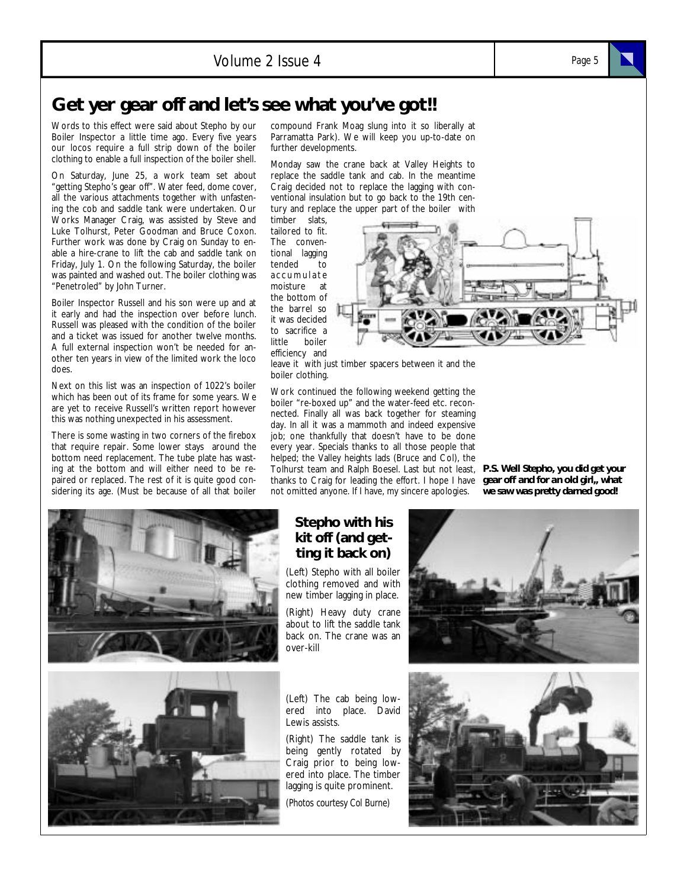# Get yer gear off and let's see what you've got!!

Words to this effect were said about Stepho by our Boiler Inspector a little time ago. Every five years our locos require a full strip down of the boiler clothing to enable a full inspection of the boiler shell.

On Saturday, June 25, a work team set about "getting Stepho's gear off". Water feed, dome cover, all the various attachments together with unfastening the cob and saddle tank were undertaken. Our Works Manager Craig, was assisted by Steve and Luke Tolhurst, Peter Goodman and Bruce Coxon. Further work was done by Craig on Sunday to enable a hire-crane to lift the cab and saddle tank on Friday, July 1. On the following Saturday, the boiler was painted and washed out. The boiler clothing was "Penetroled" by John Turner.

Boiler Inspector Russell and his son were up and at it early and had the inspection over before lunch. Russell was pleased with the condition of the boiler and a ticket was issued for another twelve months. A full external inspection won't be needed for another ten years in view of the limited work the loco does.

Next on this list was an inspection of 1022's boiler which has been out of its frame for some years. We are yet to receive Russell's written report however this was nothing unexpected in his assessment.

There is some wasting in two corners of the firebox that require repair. Some lower stays around the bottom need replacement. The tube plate has wasting at the bottom and will either need to be repaired or replaced. The rest of it is quite good considering its age. (Must be because of all that boiler compound Frank Moag slung into it so liberally at Parramatta Park). We will keep you up-to-date on further developments.

Monday saw the crane back at Valley Heights to replace the saddle tank and cab. In the meantime Craig decided not to replace the lagging with conventional insulation but to go back to the 19th century and replace the upper part of the boiler with timber slats, tailored to fit. The conventional lagging tended to accumulate moisture at the bottom of the barrel so it was decided to sacrifice a little boiler efficiency and leave it with just timber spacers between it and the boiler clothing.

Work continued the following weekend getting the boiler "re-boxed up" and the water-feed etc. reconnected. Finally all was back together for steaming day. In all it was a mammoth and indeed expensive job; one thankfully that doesn't have to be done every year. Specials thanks to all those people that helped; the Valley heights lads (Bruce and Col), the Tolhurst team and Ralph Boesel. Last but not least, thanks to Craig for leading the effort. I hope I have not omitted anyone. If I have, my sincere apologies.

**P.S. Well Stepho, you did get your gear off and for an old girl,, what we saw was pretty darned good!**

## Stepho with his kit off (and getting it back on)

(Left) Stepho with all boiler clothing removed and with new timber lagging in place.

(Right) Heavy duty crane about to lift the saddle tank back on. The crane was an over-kill

(Left) The cab being lowered into place. David Lewis assists.

(Right) The saddle tank is being gently rotated by Craig prior to being lowered into place. The timber lagging is quite prominent.

(Photos courtesy Col Burne)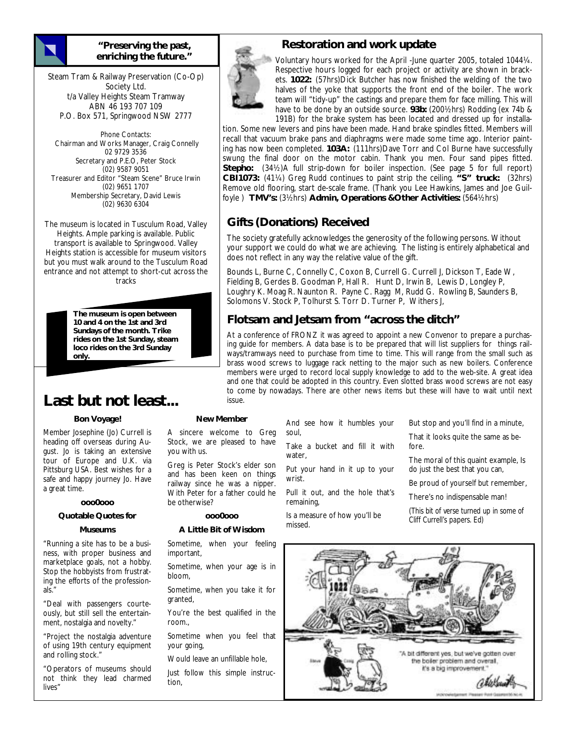**"Preserving the past, enriching the future."**

Steam Tram & Railway Preservation (Co-Op) Society Ltd.
t/a Valley Heights Steam Tramway
ABN 46 193 707 109
P.O. Box 571, Springwood NSW 2777

Phone Contacts:
Chairman and Works Manager, Craig Connelly
02 9729 3536
Secretary and P.E.O, Peter Stock
(02) 9587 9051
Treasurer and Editor "Steam Scene" Bruce Irwin
(02) 9651 1707
Membership Secretary, David Lewis
(02) 9630 6304

The museum is located in Tusculum Road, Valley Heights. Ample parking is available. Public transport is available to Springwood. Valley Heights station is accessible for museum visitors but you must walk around to the Tusculum Road entrance and not attempt to short-cut across the tracks

**The museum is open between 10 and 4 on the 1st and 3rd Sundays of the month. Trike rides on the 1st Sunday, steam loco rides on the 3rd Sunday only.**

## Restoration and work update

Voluntary hours worked for the April -June quarter 2005, totaled 1044¼. Respective hours logged for each project or activity are shown in brackets. **1022:** (57hrs)Dick Butcher has now finished the welding of the two halves of the yoke that supports the front end of the boiler. The work team will "tidy-up" the castings and prepare them for face milling. This will have to be done by an outside source. **93b:** (200½hrs) Rodding (ex 74b & 191B) for the brake system has been located and dressed up for installation. Some new levers and pins have been made. Hand brake spindles fitted. Members will recall that vacuum brake pans and diaphragms were made some time ago. Interior painting has now been completed. **103A:** (111hrs)Dave Torr and Col Burne have successfully swung the final door on the motor cabin. Thank you men. Four sand pipes fitted. **Stepho:** (34½)A full strip-down for boiler inspection. (See page 5 for full report) **CBI1073:** (41¼) Greg Rudd continues to paint strip the ceiling. **"S" truck:** (32hrs) Remove old flooring, start de-scale frame. (Thank you Lee Hawkins, James and Joe Guilfoyle ) **TMV's:** (3½hrs) **Admin, Operations &Other Activities:** (564½hrs)

## Gifts (Donations) Received

The society gratefully acknowledges the generosity of the following persons. Without your support we could do what we are achieving. The listing is entirely alphabetical and does not reflect in any way the relative value of the gift.

Bounds L, Burne C, Connelly C, Coxon B, Currell G. Currell J, Dickson T, Eade W, Fielding B, Gerdes B. Goodman P, Hall R. Hunt D, Irwin B, Lewis D, Longley P, Loughry K. Moag R. Naunton R. Payne C. Ragg M, Rudd G. Rowling B, Saunders B, Solomons V. Stock P, Tolhurst S. Torr D. Turner P, Withers J,

## Flotsam and Jetsam from "across the ditch"

At a conference of FRONZ it was agreed to appoint a new Convenor to prepare a purchasing guide for members. A data base is to be prepared that will list suppliers for things railways/tramways need to purchase from time to time. This will range from the small such as brass wood screws to luggage rack netting to the major such as new boilers. Conference members were urged to record local supply knowledge to add to the web-site. A great idea and one that could be adopted in this country. Even slotted brass wood screws are not easy to come by nowadays. There are other news items but these will have to wait until next issue.

# Last but not least...

### Bon Voyage!

Member Josephine (Jo) Currell is heading off overseas during August. Jo is taking an extensive tour of Europe and U.K. via Pittsburg USA. Best wishes for a safe and happy journey Jo. Have a great time.

**ooo0ooo**

### Quotable Quotes for Museums

"Running a site has to be a business, with proper business and marketplace goals, not a hobby. Stop the hobbyists from frustrating the efforts of the professionals."

"Deal with passengers courteously, but still sell the entertainment, nostalgia and novelty."

"Project the nostalgia adventure of using 19th century equipment and rolling stock."

"Operators of museums should not think they lead charmed lives"

### New Member

A sincere welcome to Greg Stock, we are pleased to have you with us.

Greg is Peter Stock's elder son and has been keen on things railway since he was a nipper. With Peter for a father could he be otherwise?

**ooo0ooo**

### A Little Bit of Wisdom

Sometime, when your feeling important,

Sometime, when your age is in bloom,

Sometime, when you take it for granted,

You're the best qualified in the room.,

Sometime when you feel that your going,

Would leave an unfillable hole,

Just follow this simple instruction,

And see how it humbles your soul,

Take a bucket and fill it with water,

Put your hand in it up to your wrist.

Pull it out, and the hole that's remaining,

Is a measure of how you'll be missed.

But stop and you'll find in a minute,

That it looks quite the same as before.

The moral of this quaint example, Is do just the best that you can,

Be proud of yourself but remember,

There's no indispensable man!

*(This bit of verse turned up in some of Cliff Currell's papers. Ed)*

"A bit different yes, but we've gotten over the boiler problem and overall, it's a big improvement."